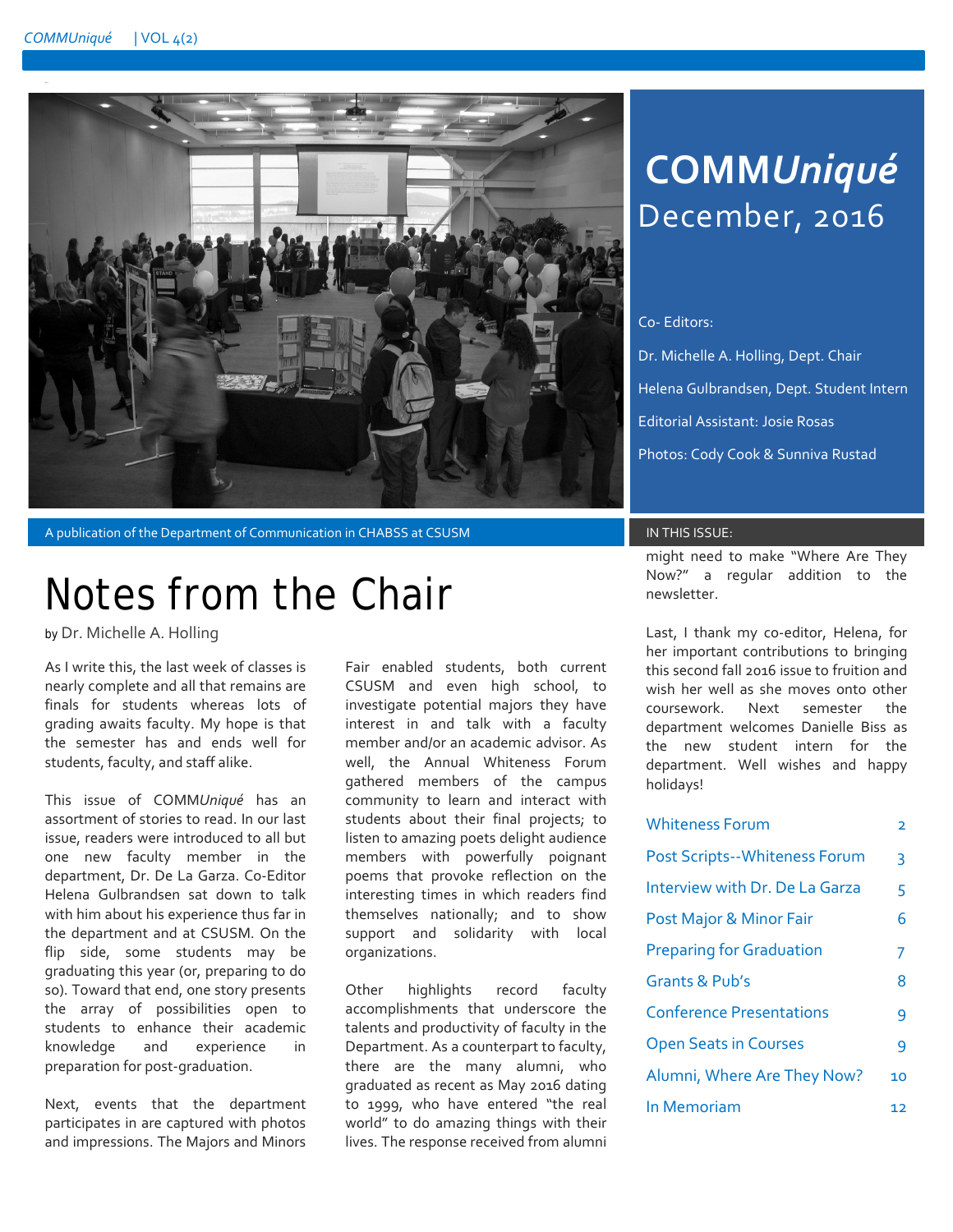# COMM*Uniqué*

December, 2016

Co- Editors:

Dr. Michelle A. Holling, Dept. Chair

Helena Gulbrandsen, Dept. Student Intern

Editorial Assistant: Josie Rosas

Photos: Cody Cook & Sunniva Rustad

A publication of the Department of Communication in CHABSS at CSUSM

# Notes from the Chair

by Dr. Michelle A. Holling

As I write this, the last week of classes is nearly complete and all that remains are finals for students whereas lots of grading awaits faculty. My hope is that the semester has and ends well for students, faculty, and staff alike.

This issue of COMM*Uniqué* has an assortment of stories to read. In our last issue, readers were introduced to all but one new faculty member in the department, Dr. De La Garza. Co-Editor Helena Gulbrandsen sat down to talk with him about his experience thus far in the department and at CSUSM. On the flip side, some students may be graduating this year (or, preparing to do so). Toward that end, one story presents the array of possibilities open to students to enhance their academic knowledge and experience in preparation for post-graduation.

Next, events that the department participates in are captured with photos and impressions. The Majors and Minors Fair enabled students, both current CSUSM and even high school, to investigate potential majors they have interest in and talk with a faculty member and/or an academic advisor. As well, the Annual Whiteness Forum gathered members of the campus community to learn and interact with students about their final projects; to listen to amazing poets delight audience members with powerfully poignant poems that provoke reflection on the interesting times in which readers find themselves nationally; and to show support and solidarity with local organizations.

Other highlights record faculty accomplishments that underscore the talents and productivity of faculty in the Department. As a counterpart to faculty, there are the many alumni, who graduated as recent as May 2016 dating to 1999, who have entered "the real world" to do amazing things with their lives. The response received from alumni might need to make "Where Are They Now?" a regular addition to the newsletter.

Last, I thank my co-editor, Helena, for her important contributions to bringing this second fall 2016 issue to fruition and wish her well as she moves onto other coursework. Next semester the department welcomes Danielle Biss as the new student intern for the department. Well wishes and happy holidays!

## IN THIS ISSUE:

| | |
|---|---|
| Whiteness Forum | 2 |
| Post Scripts--Whiteness Forum | 3 |
| Interview with Dr. De La Garza | 5 |
| Post Major & Minor Fair | 6 |
| Preparing for Graduation | 7 |
| Grants & Pub's | 8 |
| Conference Presentations | 9 |
| Open Seats in Courses | 9 |
| Alumni, Where Are They Now? | 10 |
| In Memoriam | 12 |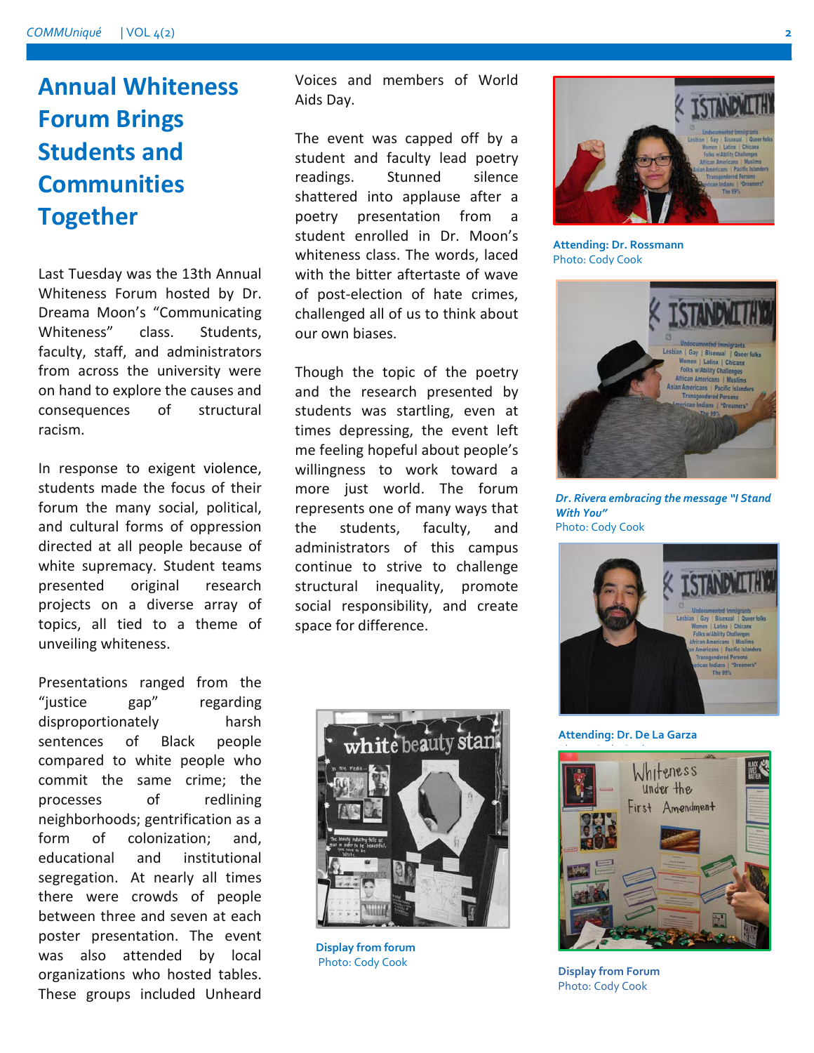# Annual Whiteness Forum Brings Students and Communities Together

Last Tuesday was the 13th Annual Whiteness Forum hosted by Dr. Dreama Moon's "Communicating Whiteness" class. Students, faculty, staff, and administrators from across the university were on hand to explore the causes and consequences of structural racism.

In response to exigent violence, students made the focus of their forum the many social, political, and cultural forms of oppression directed at all people because of white supremacy. Student teams presented original research projects on a diverse array of topics, all tied to a theme of unveiling whiteness.

Presentations ranged from the "justice gap" regarding disproportionately harsh sentences of Black people compared to white people who commit the same crime; the processes of redlining neighborhoods; gentrification as a form of colonization; and, educational and institutional segregation. At nearly all times there were crowds of people between three and seven at each poster presentation. The event was also attended by local organizations who hosted tables. These groups included Unheard Voices and members of World Aids Day.

The event was capped off by a student and faculty lead poetry readings. Stunned silence shattered into applause after a poetry presentation from a student enrolled in Dr. Moon's whiteness class. The words, laced with the bitter aftertaste of wave of post-election of hate crimes, challenged all of us to think about our own biases.

Though the topic of the poetry and the research presented by students was startling, even at times depressing, the event left me feeling hopeful about people's willingness to work toward a more just world. The forum represents one of many ways that the students, faculty, and administrators of this campus continue to strive to challenge structural inequality, promote social responsibility, and create space for difference.

**Display from forum**
Photo: Cody Cook

**Attending: Dr. Rossmann**
Photo: Cody Cook

***Dr. Rivera embracing the message "I Stand With You"***
Photo: Cody Cook

**Attending: Dr. De La Garza**

**Display from Forum**
Photo: Cody Cook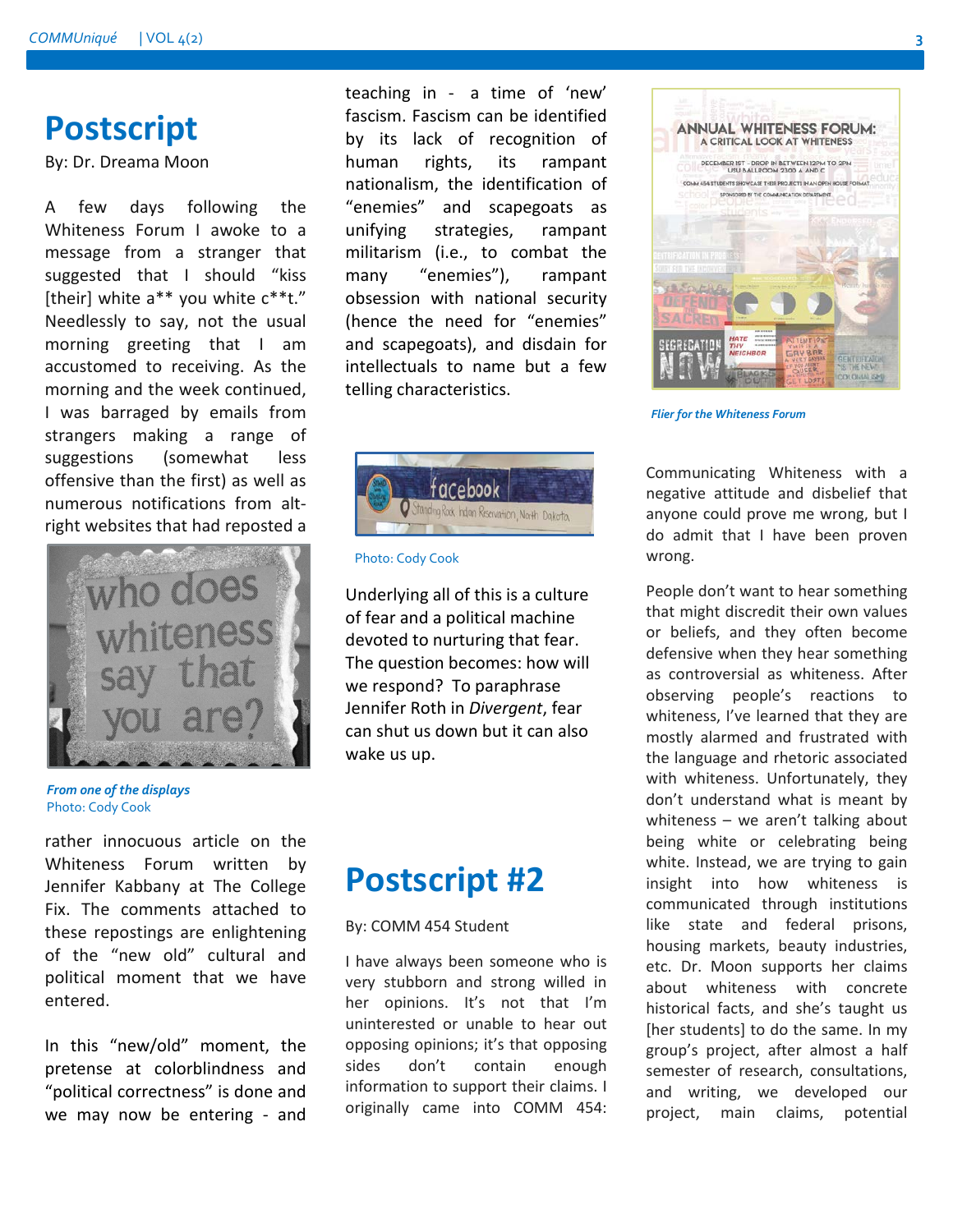# Postscript

By: Dr. Dreama Moon

A few days following the Whiteness Forum I awoke to a message from a stranger that suggested that I should "kiss [their] white a** you white c**t." Needlessly to say, not the usual morning greeting that I am accustomed to receiving. As the morning and the week continued, I was barraged by emails from strangers making a range of suggestions (somewhat less offensive than the first) as well as numerous notifications from alt-right websites that had reposted a rather innocuous article on the Whiteness Forum written by Jennifer Kabbany at The College Fix. The comments attached to these repostings are enlightening of the "new old" cultural and political moment that we have entered.

***From one of the displays***
Photo: Cody Cook

In this "new/old" moment, the pretense at colorblindness and "political correctness" is done and we may now be entering - and teaching in - a time of 'new' fascism. Fascism can be identified by its lack of recognition of human rights, its rampant nationalism, the identification of "enemies" and scapegoats as unifying strategies, rampant militarism (i.e., to combat the many "enemies"), rampant obsession with national security (hence the need for "enemies" and scapegoats), and disdain for intellectuals to name but a few telling characteristics.

Photo: Cody Cook

Underlying all of this is a culture of fear and a political machine devoted to nurturing that fear. The question becomes: how will we respond? To paraphrase Jennifer Roth in *Divergent*, fear can shut us down but it can also wake us up.

# Postscript #2

By: COMM 454 Student

I have always been someone who is very stubborn and strong willed in her opinions. It's not that I'm uninterested or unable to hear out opposing opinions; it's that opposing sides don't contain enough information to support their claims. I originally came into COMM 454:

***Flier for the Whiteness Forum***

Communicating Whiteness with a negative attitude and disbelief that anyone could prove me wrong, but I do admit that I have been proven wrong.

People don't want to hear something that might discredit their own values or beliefs, and they often become defensive when they hear something as controversial as whiteness. After observing people's reactions to whiteness, I've learned that they are mostly alarmed and frustrated with the language and rhetoric associated with whiteness. Unfortunately, they don't understand what is meant by whiteness – we aren't talking about being white or celebrating being white. Instead, we are trying to gain insight into how whiteness is communicated through institutions like state and federal prisons, housing markets, beauty industries, etc. Dr. Moon supports her claims about whiteness with concrete historical facts, and she's taught us [her students] to do the same. In my group's project, after almost a half semester of research, consultations, and writing, we developed our project, main claims, potential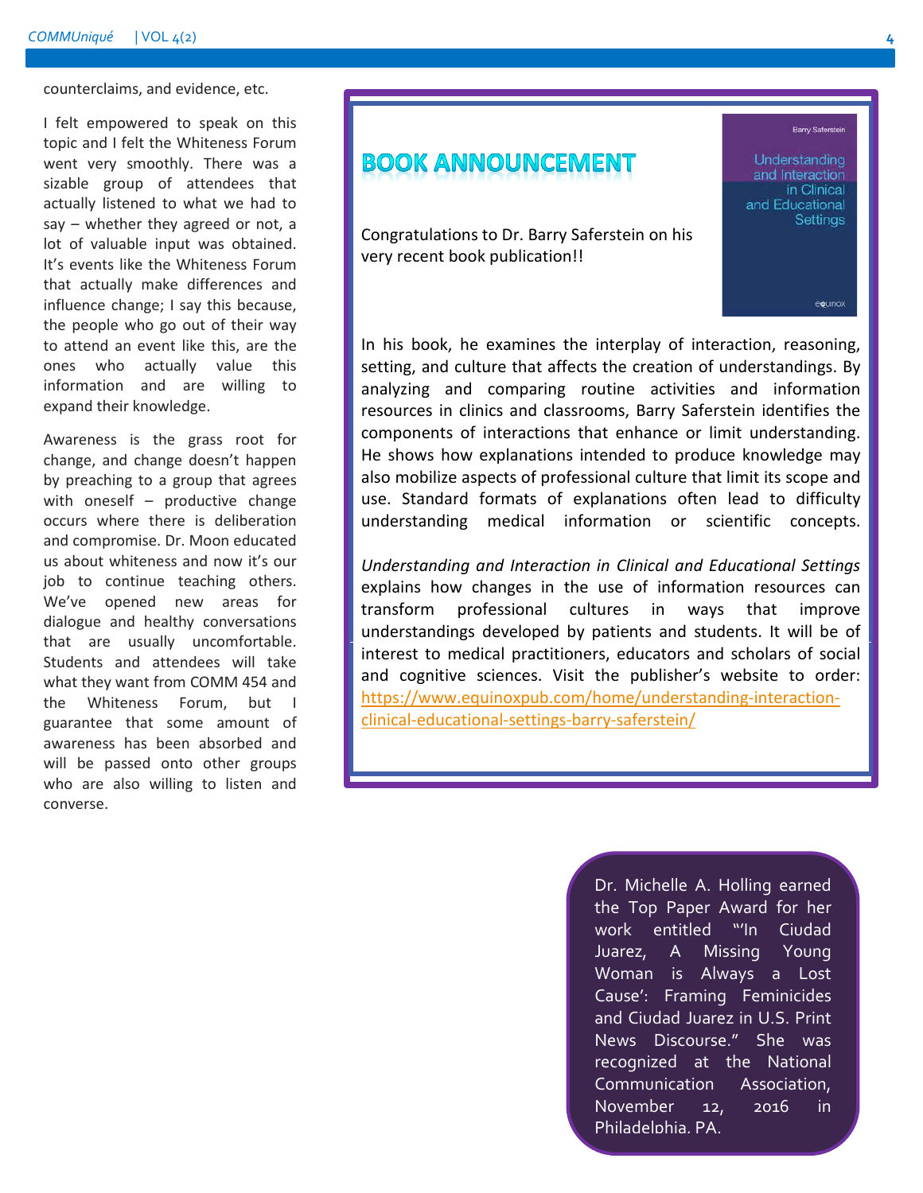counterclaims, and evidence, etc.

I felt empowered to speak on this topic and I felt the Whiteness Forum went very smoothly. There was a sizable group of attendees that actually listened to what we had to say – whether they agreed or not, a lot of valuable input was obtained. It's events like the Whiteness Forum that actually make differences and influence change; I say this because, the people who go out of their way to attend an event like this, are the ones who actually value this information and are willing to expand their knowledge.

Awareness is the grass root for change, and change doesn't happen by preaching to a group that agrees with oneself – productive change occurs where there is deliberation and compromise. Dr. Moon educated us about whiteness and now it's our job to continue teaching others. We've opened new areas for dialogue and healthy conversations that are usually uncomfortable. Students and attendees will take what they want from COMM 454 and the Whiteness Forum, but I guarantee that some amount of awareness has been absorbed and will be passed onto other groups who are also willing to listen and converse.

## BOOK ANNOUNCEMENT

Congratulations to Dr. Barry Saferstein on his very recent book publication!!

Barry Saferstein

Understanding and Interaction in Clinical and Educational Settings

equinox

In his book, he examines the interplay of interaction, reasoning, setting, and culture that affects the creation of understandings. By analyzing and comparing routine activities and information resources in clinics and classrooms, Barry Saferstein identifies the components of interactions that enhance or limit understanding. He shows how explanations intended to produce knowledge may also mobilize aspects of professional culture that limit its scope and use. Standard formats of explanations often lead to difficulty understanding medical information or scientific concepts.

*Understanding and Interaction in Clinical and Educational Settings* explains how changes in the use of information resources can transform professional cultures in ways that improve understandings developed by patients and students. It will be of interest to medical practitioners, educators and scholars of social and cognitive sciences. Visit the publisher's website to order: https://www.equinoxpub.com/home/understanding-interaction-clinical-educational-settings-barry-saferstein/

Dr. Michelle A. Holling earned the Top Paper Award for her work entitled "'In Ciudad Juarez, A Missing Young Woman is Always a Lost Cause': Framing Feminicides and Ciudad Juarez in U.S. Print News Discourse." She was recognized at the National Communication Association, November 12, 2016 in Philadelphia, PA.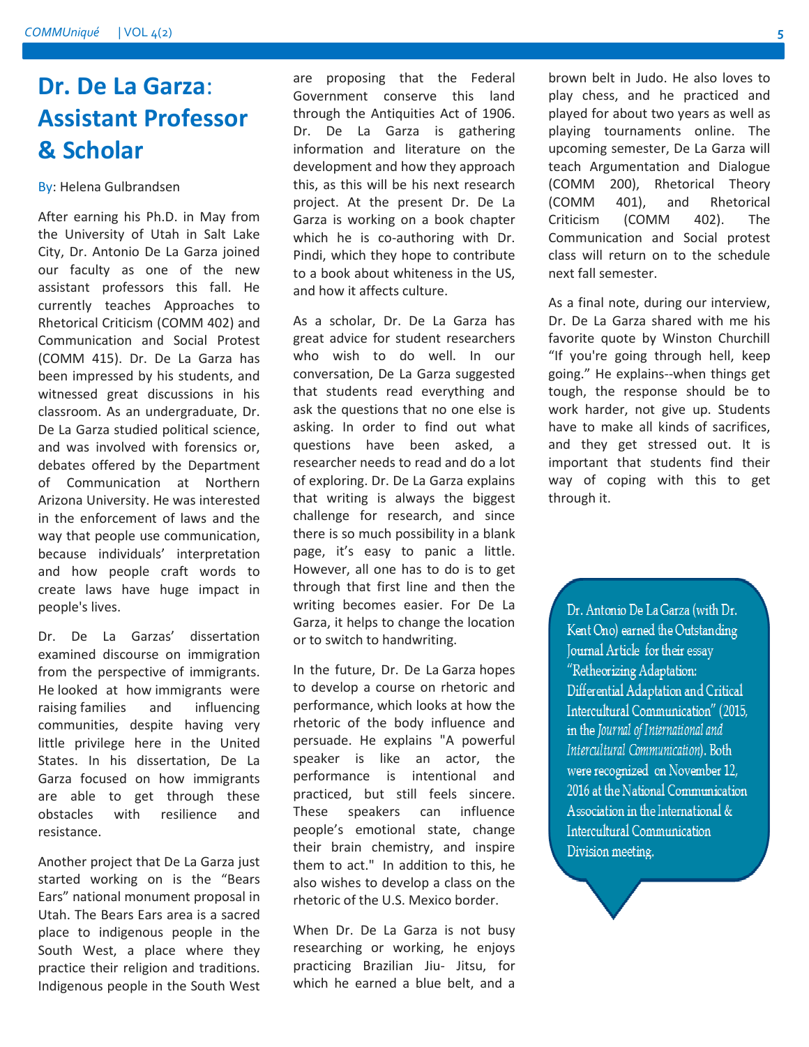# Dr. De La Garza: Assistant Professor & Scholar

By: Helena Gulbrandsen

After earning his Ph.D. in May from the University of Utah in Salt Lake City, Dr. Antonio De La Garza joined our faculty as one of the new assistant professors this fall. He currently teaches Approaches to Rhetorical Criticism (COMM 402) and Communication and Social Protest (COMM 415). Dr. De La Garza has been impressed by his students, and witnessed great discussions in his classroom. As an undergraduate, Dr. De La Garza studied political science, and was involved with forensics or, debates offered by the Department of Communication at Northern Arizona University. He was interested in the enforcement of laws and the way that people use communication, because individuals' interpretation and how people craft words to create laws have huge impact in people's lives.

Dr. De La Garzas' dissertation examined discourse on immigration from the perspective of immigrants. He looked at how immigrants were raising families and influencing communities, despite having very little privilege here in the United States. In his dissertation, De La Garza focused on how immigrants are able to get through these obstacles with resilience and resistance.

Another project that De La Garza just started working on is the "Bears Ears" national monument proposal in Utah. The Bears Ears area is a sacred place to indigenous people in the South West, a place where they practice their religion and traditions. Indigenous people in the South West are proposing that the Federal Government conserve this land through the Antiquities Act of 1906. Dr. De La Garza is gathering information and literature on the development and how they approach this, as this will be his next research project. At the present Dr. De La Garza is working on a book chapter which he is co-authoring with Dr. Pindi, which they hope to contribute to a book about whiteness in the US, and how it affects culture.

As a scholar, Dr. De La Garza has great advice for student researchers who wish to do well. In our conversation, De La Garza suggested that students read everything and ask the questions that no one else is asking. In order to find out what questions have been asked, a researcher needs to read and do a lot of exploring. Dr. De La Garza explains that writing is always the biggest challenge for research, and since there is so much possibility in a blank page, it's easy to panic a little. However, all one has to do is to get through that first line and then the writing becomes easier. For De La Garza, it helps to change the location or to switch to handwriting.

In the future, Dr. De La Garza hopes to develop a course on rhetoric and performance, which looks at how the rhetoric of the body influence and persuade. He explains "A powerful speaker is like an actor, the performance is intentional and practiced, but still feels sincere. These speakers can influence people's emotional state, change their brain chemistry, and inspire them to act." In addition to this, he also wishes to develop a class on the rhetoric of the U.S. Mexico border.

When Dr. De La Garza is not busy researching or working, he enjoys practicing Brazilian Jiu- Jitsu, for which he earned a blue belt, and a brown belt in Judo. He also loves to play chess, and he practiced and played for about two years as well as playing tournaments online. The upcoming semester, De La Garza will teach Argumentation and Dialogue (COMM 200), Rhetorical Theory (COMM 401), and Rhetorical Criticism (COMM 402). The Communication and Social protest class will return on to the schedule next fall semester.

As a final note, during our interview, Dr. De La Garza shared with me his favorite quote by Winston Churchill "If you're going through hell, keep going." He explains--when things get tough, the response should be to work harder, not give up. Students have to make all kinds of sacrifices, and they get stressed out. It is important that students find their way of coping with this to get through it.

Dr. Antonio De La Garza (with Dr. Kent Ono) earned the Outstanding Journal Article for their essay "Retheorizing Adaptation: Differential Adaptation and Critical Intercultural Communication" (2015, in the *Journal of International and Intercultural Communication*). Both were recognized on November 12, 2016 at the National Communication Association in the International & Intercultural Communication Division meeting.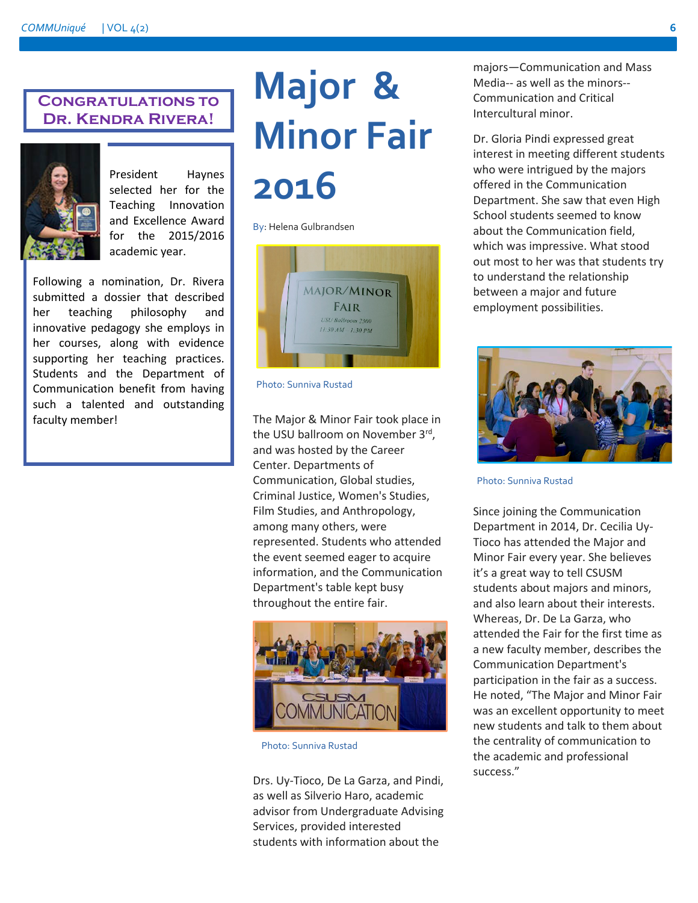## Congratulations to Dr. Kendra Rivera!

President Haynes selected her for the Teaching Innovation and Excellence Award for the 2015/2016 academic year.

Following a nomination, Dr. Rivera submitted a dossier that described her teaching philosophy and innovative pedagogy she employs in her courses, along with evidence supporting her teaching practices. Students and the Department of Communication benefit from having such a talented and outstanding faculty member!

# Major & Minor Fair 2016

By: Helena Gulbrandsen

Photo: Sunniva Rustad

The Major & Minor Fair took place in the USU ballroom on November 3rd, and was hosted by the Career Center. Departments of Communication, Global studies, Criminal Justice, Women's Studies, Film Studies, and Anthropology, among many others, were represented. Students who attended the event seemed eager to acquire information, and the Communication Department's table kept busy throughout the entire fair.

Photo: Sunniva Rustad

Drs. Uy-Tioco, De La Garza, and Pindi, as well as Silverio Haro, academic advisor from Undergraduate Advising Services, provided interested students with information about the majors—Communication and Mass Media-- as well as the minors--Communication and Critical Intercultural minor.

Dr. Gloria Pindi expressed great interest in meeting different students who were intrigued by the majors offered in the Communication Department. She saw that even High School students seemed to know about the Communication field, which was impressive. What stood out most to her was that students try to understand the relationship between a major and future employment possibilities.

Photo: Sunniva Rustad

Since joining the Communication Department in 2014, Dr. Cecilia Uy-Tioco has attended the Major and Minor Fair every year. She believes it's a great way to tell CSUSM students about majors and minors, and also learn about their interests. Whereas, Dr. De La Garza, who attended the Fair for the first time as a new faculty member, describes the Communication Department's participation in the fair as a success. He noted, "The Major and Minor Fair was an excellent opportunity to meet new students and talk to them about the centrality of communication to the academic and professional success."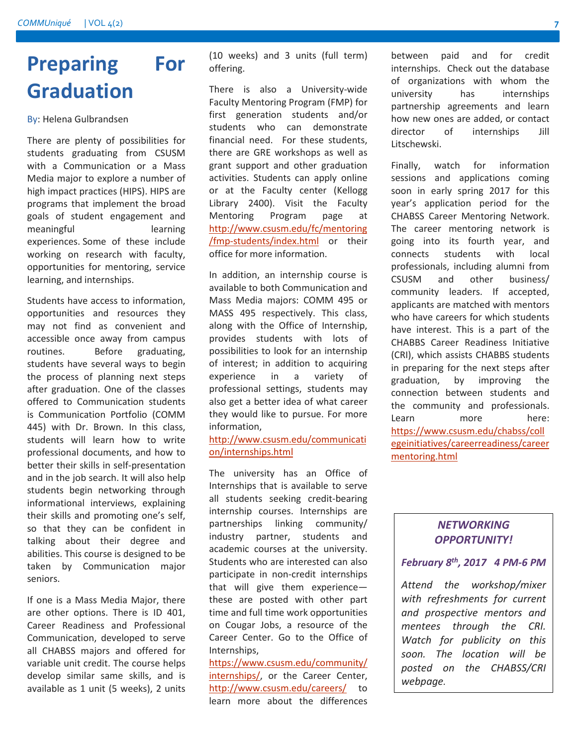# Preparing For Graduation

By: Helena Gulbrandsen

There are plenty of possibilities for students graduating from CSUSM with a Communication or a Mass Media major to explore a number of high impact practices (HIPS). HIPS are programs that implement the broad goals of student engagement and meaningful learning experiences. Some of these include working on research with faculty, opportunities for mentoring, service learning, and internships.

Students have access to information, opportunities and resources they may not find as convenient and accessible once away from campus routines. Before graduating, students have several ways to begin the process of planning next steps after graduation. One of the classes offered to Communication students is Communication Portfolio (COMM 445) with Dr. Brown. In this class, students will learn how to write professional documents, and how to better their skills in self-presentation and in the job search. It will also help students begin networking through informational interviews, explaining their skills and promoting one's self, so that they can be confident in talking about their degree and abilities. This course is designed to be taken by Communication major seniors.

If one is a Mass Media Major, there are other options. There is ID 401, Career Readiness and Professional Communication, developed to serve all CHABSS majors and offered for variable unit credit. The course helps develop similar same skills, and is available as 1 unit (5 weeks), 2 units (10 weeks) and 3 units (full term) offering.

There is also a University-wide Faculty Mentoring Program (FMP) for first generation students and/or students who can demonstrate financial need. For these students, there are GRE workshops as well as grant support and other graduation activities. Students can apply online or at the Faculty center (Kellogg Library 2400). Visit the Faculty Mentoring Program page at http://www.csusm.edu/fc/mentoring/fmp-students/index.html or their office for more information.

In addition, an internship course is available to both Communication and Mass Media majors: COMM 495 or MASS 495 respectively. This class, along with the Office of Internship, provides students with lots of possibilities to look for an internship of interest; in addition to acquiring experience in a variety of professional settings, students may also get a better idea of what career they would like to pursue. For more information, http://www.csusm.edu/communication/internships.html

The university has an Office of Internships that is available to serve all students seeking credit-bearing internship courses. Internships are partnerships linking community/ industry partner, students and academic courses at the university. Students who are interested can also participate in non-credit internships that will give them experience—these are posted with other part time and full time work opportunities on Cougar Jobs, a resource of the Career Center. Go to the Office of Internships, https://www.csusm.edu/community/internships/, or the Career Center, http://www.csusm.edu/careers/ to learn more about the differences between paid and for credit internships. Check out the database of organizations with whom the university has internships partnership agreements and learn how new ones are added, or contact director of internships Jill Litschewski.

Finally, watch for information sessions and applications coming soon in early spring 2017 for this year's application period for the CHABSS Career Mentoring Network. The career mentoring network is going into its fourth year, and connects students with local professionals, including alumni from CSUSM and other business/ community leaders. If accepted, applicants are matched with mentors who have careers for which students have interest. This is a part of the CHABBS Career Readiness Initiative (CRI), which assists CHABBS students in preparing for the next steps after graduation, by improving the connection between students and the community and professionals. Learn more here: https://www.csusm.edu/chabss/collegeinitiatives/careerreadiness/careermentoring.html

***NETWORKING OPPORTUNITY!***

***February 8th, 2017 4 PM-6 PM***

*Attend the workshop/mixer with refreshments for current and prospective mentors and mentees through the CRI. Watch for publicity on this soon. The location will be posted on the CHABSS/CRI webpage.*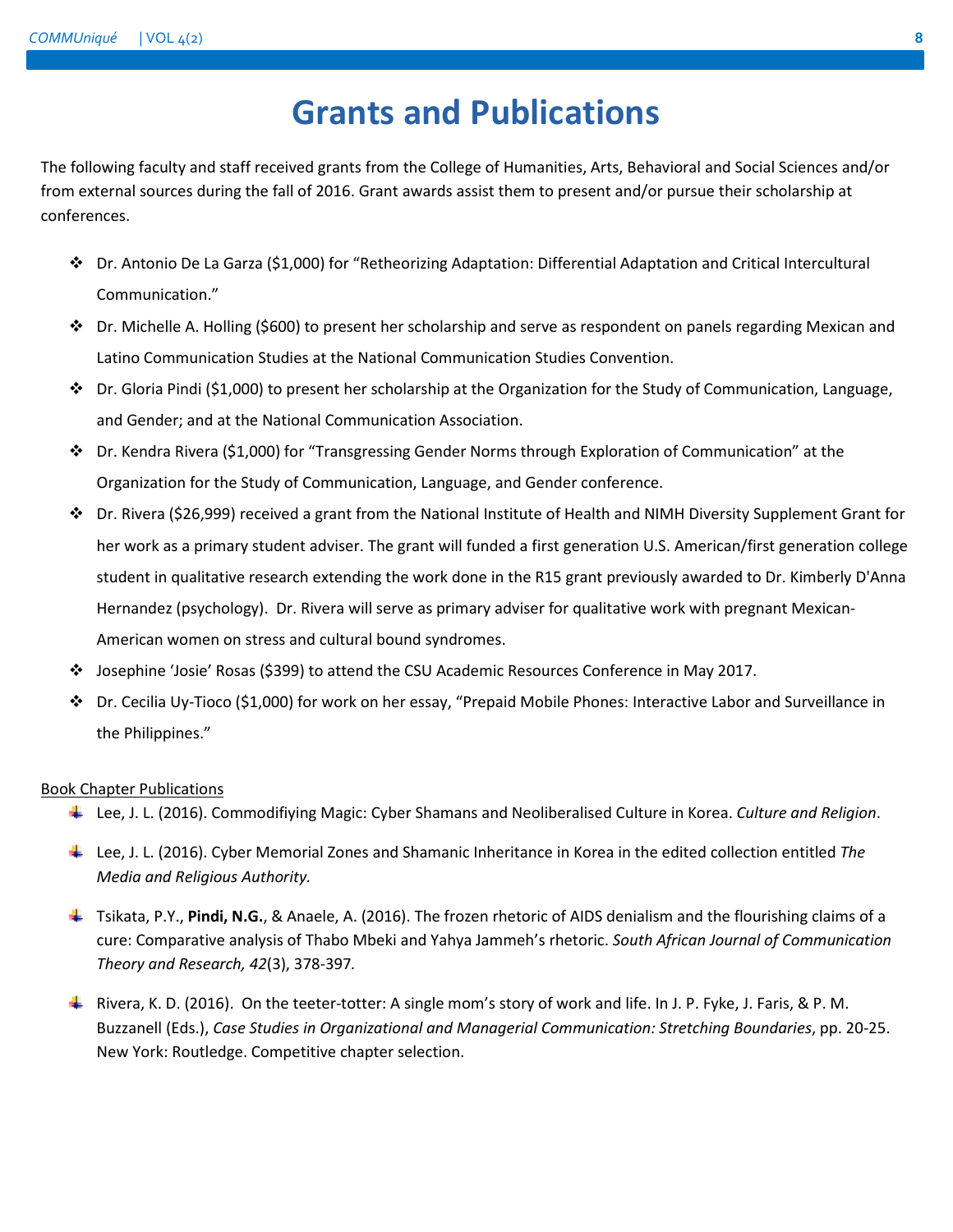# Grants and Publications

The following faculty and staff received grants from the College of Humanities, Arts, Behavioral and Social Sciences and/or from external sources during the fall of 2016. Grant awards assist them to present and/or pursue their scholarship at conferences.

- Dr. Antonio De La Garza ($1,000) for "Retheorizing Adaptation: Differential Adaptation and Critical Intercultural Communication."
- Dr. Michelle A. Holling ($600) to present her scholarship and serve as respondent on panels regarding Mexican and Latino Communication Studies at the National Communication Studies Convention.
- Dr. Gloria Pindi ($1,000) to present her scholarship at the Organization for the Study of Communication, Language, and Gender; and at the National Communication Association.
- Dr. Kendra Rivera ($1,000) for "Transgressing Gender Norms through Exploration of Communication" at the Organization for the Study of Communication, Language, and Gender conference.
- Dr. Rivera ($26,999) received a grant from the National Institute of Health and NIMH Diversity Supplement Grant for her work as a primary student adviser. The grant will funded a first generation U.S. American/first generation college student in qualitative research extending the work done in the R15 grant previously awarded to Dr. Kimberly D'Anna Hernandez (psychology). Dr. Rivera will serve as primary adviser for qualitative work with pregnant Mexican-American women on stress and cultural bound syndromes.
- Josephine 'Josie' Rosas ($399) to attend the CSU Academic Resources Conference in May 2017.
- Dr. Cecilia Uy-Tioco ($1,000) for work on her essay, "Prepaid Mobile Phones: Interactive Labor and Surveillance in the Philippines."

<u>Book Chapter Publications</u>

- Lee, J. L. (2016). Commodifiying Magic: Cyber Shamans and Neoliberalised Culture in Korea. *Culture and Religion*.
- Lee, J. L. (2016). Cyber Memorial Zones and Shamanic Inheritance in Korea in the edited collection entitled *The Media and Religious Authority.*
- Tsikata, P.Y., **Pindi, N.G.**, & Anaele, A. (2016). The frozen rhetoric of AIDS denialism and the flourishing claims of a cure: Comparative analysis of Thabo Mbeki and Yahya Jammeh's rhetoric. *South African Journal of Communication Theory and Research, 42*(3), 378-397.
- Rivera, K. D. (2016). On the teeter-totter: A single mom's story of work and life. In J. P. Fyke, J. Faris, & P. M. Buzzanell (Eds.), *Case Studies in Organizational and Managerial Communication: Stretching Boundaries*, pp. 20-25. New York: Routledge. Competitive chapter selection.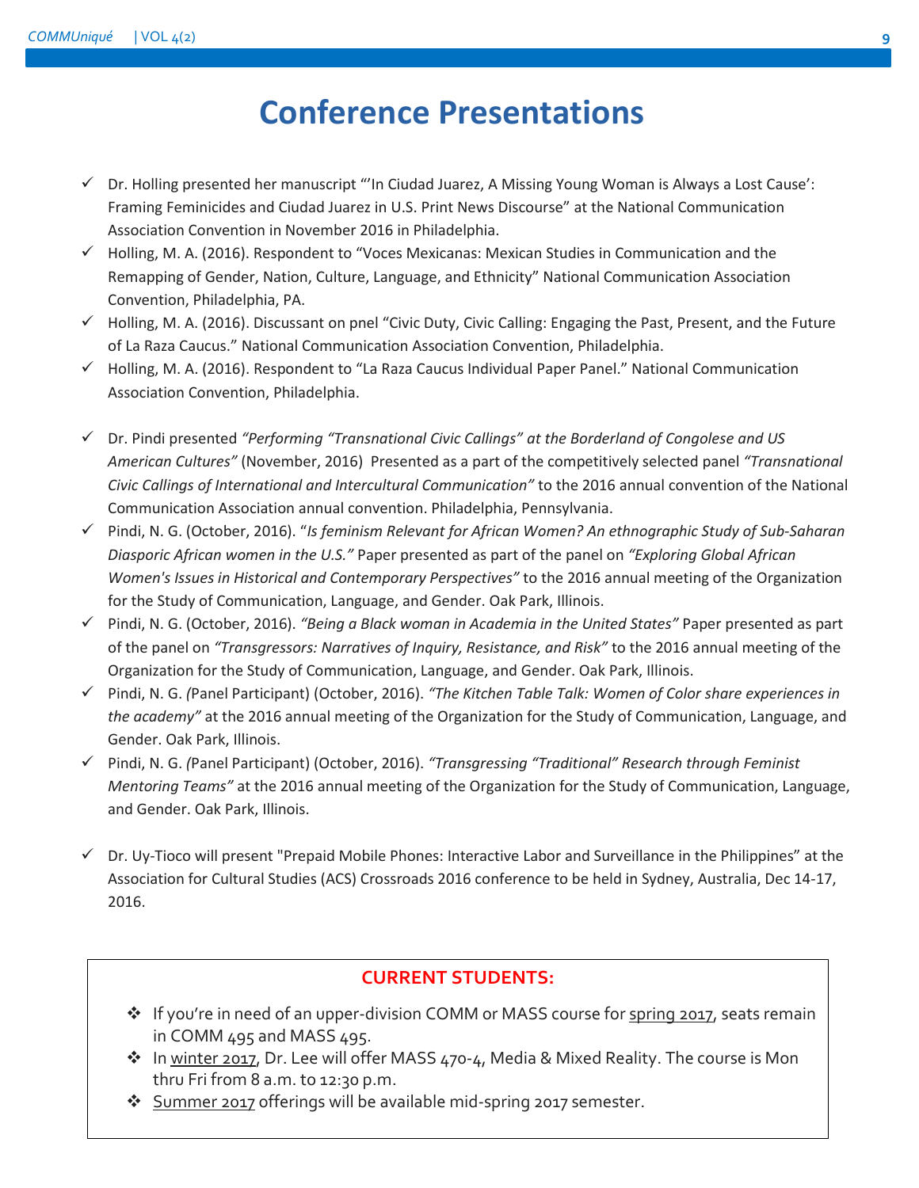# Conference Presentations

- ✓ Dr. Holling presented her manuscript "'In Ciudad Juarez, A Missing Young Woman is Always a Lost Cause': Framing Feminicides and Ciudad Juarez in U.S. Print News Discourse" at the National Communication Association Convention in November 2016 in Philadelphia.
- ✓ Holling, M. A. (2016). Respondent to "Voces Mexicanas: Mexican Studies in Communication and the Remapping of Gender, Nation, Culture, Language, and Ethnicity" National Communication Association Convention, Philadelphia, PA.
- ✓ Holling, M. A. (2016). Discussant on pnel "Civic Duty, Civic Calling: Engaging the Past, Present, and the Future of La Raza Caucus." National Communication Association Convention, Philadelphia.
- ✓ Holling, M. A. (2016). Respondent to "La Raza Caucus Individual Paper Panel." National Communication Association Convention, Philadelphia.

- ✓ Dr. Pindi presented *"Performing "Transnational Civic Callings" at the Borderland of Congolese and US American Cultures"* (November, 2016) Presented as a part of the competitively selected panel *"Transnational Civic Callings of International and Intercultural Communication"* to the 2016 annual convention of the National Communication Association annual convention. Philadelphia, Pennsylvania.
- ✓ Pindi, N. G. (October, 2016). "*Is feminism Relevant for African Women? An ethnographic Study of Sub-Saharan Diasporic African women in the U.S."* Paper presented as part of the panel on *"Exploring Global African Women's Issues in Historical and Contemporary Perspectives"* to the 2016 annual meeting of the Organization for the Study of Communication, Language, and Gender. Oak Park, Illinois.
- ✓ Pindi, N. G. (October, 2016). *"Being a Black woman in Academia in the United States"* Paper presented as part of the panel on *"Transgressors: Narratives of Inquiry, Resistance, and Risk"* to the 2016 annual meeting of the Organization for the Study of Communication, Language, and Gender. Oak Park, Illinois.
- ✓ Pindi, N. G. *(*Panel Participant) (October, 2016). *"The Kitchen Table Talk: Women of Color share experiences in the academy"* at the 2016 annual meeting of the Organization for the Study of Communication, Language, and Gender. Oak Park, Illinois.
- ✓ Pindi, N. G. *(*Panel Participant) (October, 2016). *"Transgressing "Traditional" Research through Feminist Mentoring Teams"* at the 2016 annual meeting of the Organization for the Study of Communication, Language, and Gender. Oak Park, Illinois.

- ✓ Dr. Uy-Tioco will present "Prepaid Mobile Phones: Interactive Labor and Surveillance in the Philippines" at the Association for Cultural Studies (ACS) Crossroads 2016 conference to be held in Sydney, Australia, Dec 14-17, 2016.

**CURRENT STUDENTS:**

- ❖ If you're in need of an upper-division COMM or MASS course for spring 2017, seats remain in COMM 495 and MASS 495.
- ❖ In winter 2017, Dr. Lee will offer MASS 470-4, Media & Mixed Reality. The course is Mon thru Fri from 8 a.m. to 12:30 p.m.
- ❖ Summer 2017 offerings will be available mid-spring 2017 semester.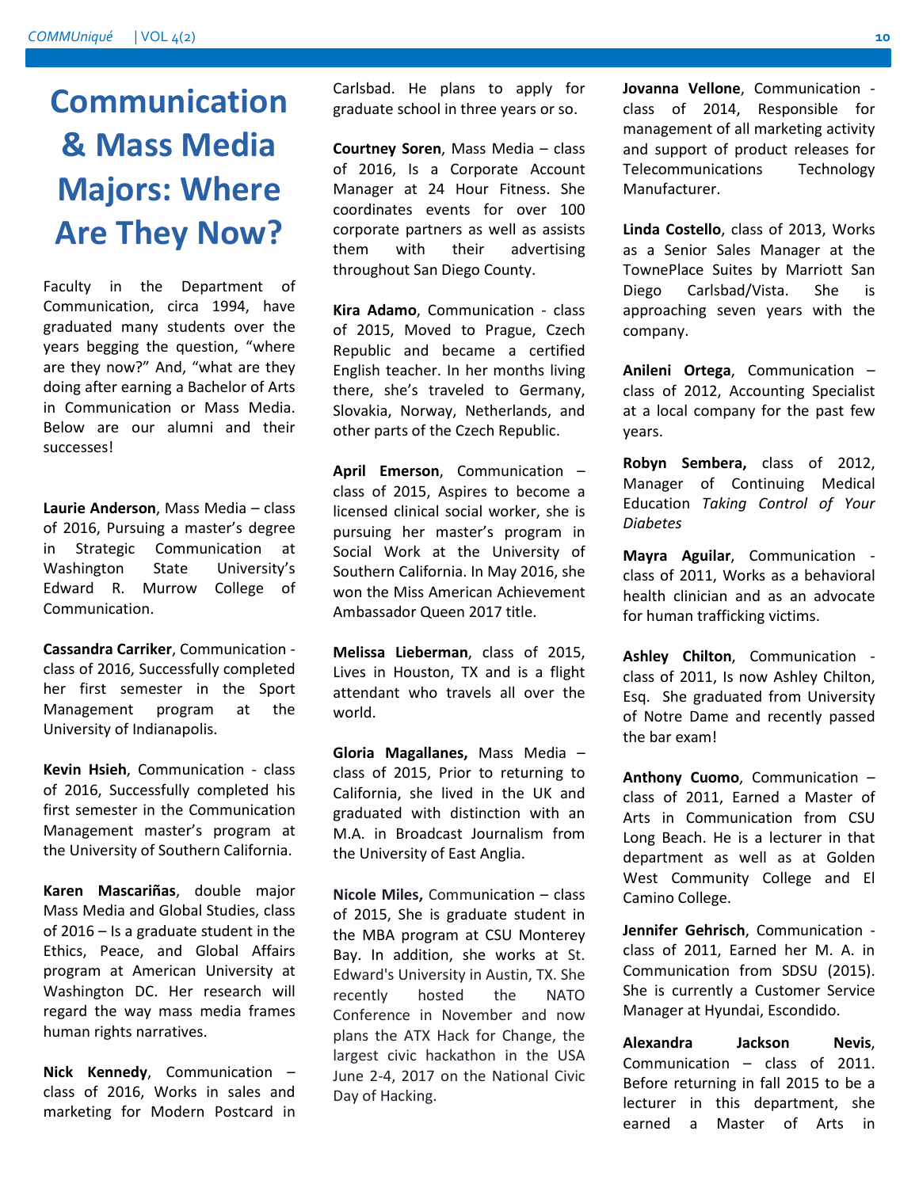# Communication & Mass Media Majors: Where Are They Now?

Faculty in the Department of Communication, circa 1994, have graduated many students over the years begging the question, "where are they now?" And, "what are they doing after earning a Bachelor of Arts in Communication or Mass Media. Below are our alumni and their successes!

**Laurie Anderson**, Mass Media – class of 2016, Pursuing a master's degree in Strategic Communication at Washington State University's Edward R. Murrow College of Communication.

**Cassandra Carriker**, Communication - class of 2016, Successfully completed her first semester in the Sport Management program at the University of Indianapolis.

**Kevin Hsieh**, Communication - class of 2016, Successfully completed his first semester in the Communication Management master's program at the University of Southern California.

**Karen Mascariñas**, double major Mass Media and Global Studies, class of 2016 – Is a graduate student in the Ethics, Peace, and Global Affairs program at American University at Washington DC. Her research will regard the way mass media frames human rights narratives.

**Nick Kennedy**, Communication – class of 2016, Works in sales and marketing for Modern Postcard in Carlsbad. He plans to apply for graduate school in three years or so.

**Courtney Soren**, Mass Media – class of 2016, Is a Corporate Account Manager at 24 Hour Fitness. She coordinates events for over 100 corporate partners as well as assists them with their advertising throughout San Diego County.

**Kira Adamo**, Communication - class of 2015, Moved to Prague, Czech Republic and became a certified English teacher. In her months living there, she's traveled to Germany, Slovakia, Norway, Netherlands, and other parts of the Czech Republic.

**April Emerson**, Communication – class of 2015, Aspires to become a licensed clinical social worker, she is pursuing her master's program in Social Work at the University of Southern California. In May 2016, she won the Miss American Achievement Ambassador Queen 2017 title.

**Melissa Lieberman**, class of 2015, Lives in Houston, TX and is a flight attendant who travels all over the world.

**Gloria Magallanes,** Mass Media – class of 2015, Prior to returning to California, she lived in the UK and graduated with distinction with an M.A. in Broadcast Journalism from the University of East Anglia.

**Nicole Miles,** Communication – class of 2015, She is graduate student in the MBA program at CSU Monterey Bay. In addition, she works at St. Edward's University in Austin, TX. She recently hosted the NATO Conference in November and now plans the ATX Hack for Change, the largest civic hackathon in the USA June 2-4, 2017 on the National Civic Day of Hacking.

**Jovanna Vellone**, Communication - class of 2014, Responsible for management of all marketing activity and support of product releases for Telecommunications Technology Manufacturer.

**Linda Costello**, class of 2013, Works as a Senior Sales Manager at the TownePlace Suites by Marriott San Diego Carlsbad/Vista. She is approaching seven years with the company.

**Anileni Ortega**, Communication – class of 2012, Accounting Specialist at a local company for the past few years.

**Robyn Sembera,** class of 2012, Manager of Continuing Medical Education *Taking Control of Your Diabetes*

**Mayra Aguilar**, Communication - class of 2011, Works as a behavioral health clinician and as an advocate for human trafficking victims.

**Ashley Chilton**, Communication - class of 2011, Is now Ashley Chilton, Esq. She graduated from University of Notre Dame and recently passed the bar exam!

**Anthony Cuomo**, Communication – class of 2011, Earned a Master of Arts in Communication from CSU Long Beach. He is a lecturer in that department as well as at Golden West Community College and El Camino College.

**Jennifer Gehrisch**, Communication - class of 2011, Earned her M. A. in Communication from SDSU (2015). She is currently a Customer Service Manager at Hyundai, Escondido.

**Alexandra Jackson Nevis**, Communication – class of 2011. Before returning in fall 2015 to be a lecturer in this department, she earned a Master of Arts in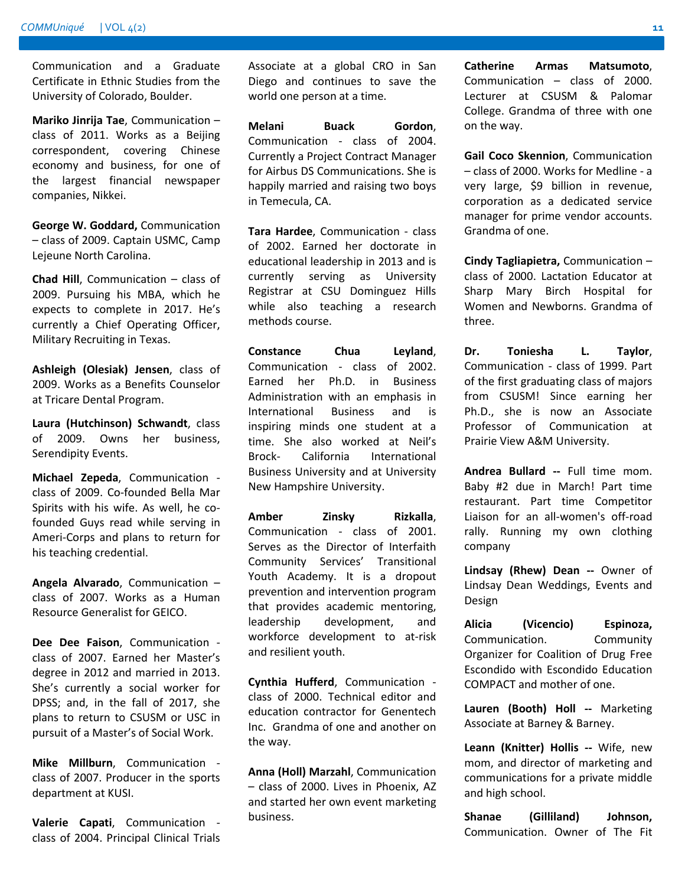Communication and a Graduate Certificate in Ethnic Studies from the University of Colorado, Boulder.

**Mariko Jinrija Tae**, Communication – class of 2011. Works as a Beijing correspondent, covering Chinese economy and business, for one of the largest financial newspaper companies, Nikkei.

**George W. Goddard,** Communication – class of 2009. Captain USMC, Camp Lejeune North Carolina.

**Chad Hill**, Communication – class of 2009. Pursuing his MBA, which he expects to complete in 2017. He's currently a Chief Operating Officer, Military Recruiting in Texas.

**Ashleigh (Olesiak) Jensen**, class of 2009. Works as a Benefits Counselor at Tricare Dental Program.

**Laura (Hutchinson) Schwandt**, class of 2009. Owns her business, Serendipity Events.

**Michael Zepeda**, Communication - class of 2009. Co-founded Bella Mar Spirits with his wife. As well, he co-founded Guys read while serving in Ameri-Corps and plans to return for his teaching credential.

**Angela Alvarado**, Communication – class of 2007. Works as a Human Resource Generalist for GEICO.

**Dee Dee Faison**, Communication - class of 2007. Earned her Master's degree in 2012 and married in 2013. She's currently a social worker for DPSS; and, in the fall of 2017, she plans to return to CSUSM or USC in pursuit of a Master's of Social Work.

**Mike Millburn**, Communication - class of 2007. Producer in the sports department at KUSI.

**Valerie Capati**, Communication - class of 2004. Principal Clinical Trials Associate at a global CRO in San Diego and continues to save the world one person at a time.

**Melani Buack Gordon**, Communication - class of 2004. Currently a Project Contract Manager for Airbus DS Communications. She is happily married and raising two boys in Temecula, CA.

**Tara Hardee**, Communication - class of 2002. Earned her doctorate in educational leadership in 2013 and is currently serving as University Registrar at CSU Dominguez Hills while also teaching a research methods course.

**Constance Chua Leyland**, Communication - class of 2002. Earned her Ph.D. in Business Administration with an emphasis in International Business and is inspiring minds one student at a time. She also worked at Neil's Brock- California International Business University and at University New Hampshire University.

**Amber Zinsky Rizkalla**, Communication - class of 2001. Serves as the Director of Interfaith Community Services' Transitional Youth Academy. It is a dropout prevention and intervention program that provides academic mentoring, leadership development, and workforce development to at-risk and resilient youth.

**Cynthia Hufferd**, Communication - class of 2000. Technical editor and education contractor for Genentech Inc. Grandma of one and another on the way.

**Anna (Holl) Marzahl**, Communication – class of 2000. Lives in Phoenix, AZ and started her own event marketing business.

**Catherine Armas Matsumoto**, Communication – class of 2000. Lecturer at CSUSM & Palomar College. Grandma of three with one on the way.

**Gail Coco Skennion**, Communication – class of 2000. Works for Medline - a very large, $9 billion in revenue, corporation as a dedicated service manager for prime vendor accounts. Grandma of one.

**Cindy Tagliapietra,** Communication – class of 2000. Lactation Educator at Sharp Mary Birch Hospital for Women and Newborns. Grandma of three.

**Dr. Toniesha L. Taylor**, Communication - class of 1999. Part of the first graduating class of majors from CSUSM! Since earning her Ph.D., she is now an Associate Professor of Communication at Prairie View A&M University.

**Andrea Bullard --** Full time mom. Baby #2 due in March! Part time restaurant. Part time Competitor Liaison for an all-women's off-road rally. Running my own clothing company

**Lindsay (Rhew) Dean --** Owner of Lindsay Dean Weddings, Events and Design

**Alicia (Vicencio) Espinoza,** Communication. Community Organizer for Coalition of Drug Free Escondido with Escondido Education COMPACT and mother of one.

**Lauren (Booth) Holl --** Marketing Associate at Barney & Barney.

**Leann (Knitter) Hollis --** Wife, new mom, and director of marketing and communications for a private middle and high school.

**Shanae (Gilliland) Johnson,** Communication. Owner of The Fit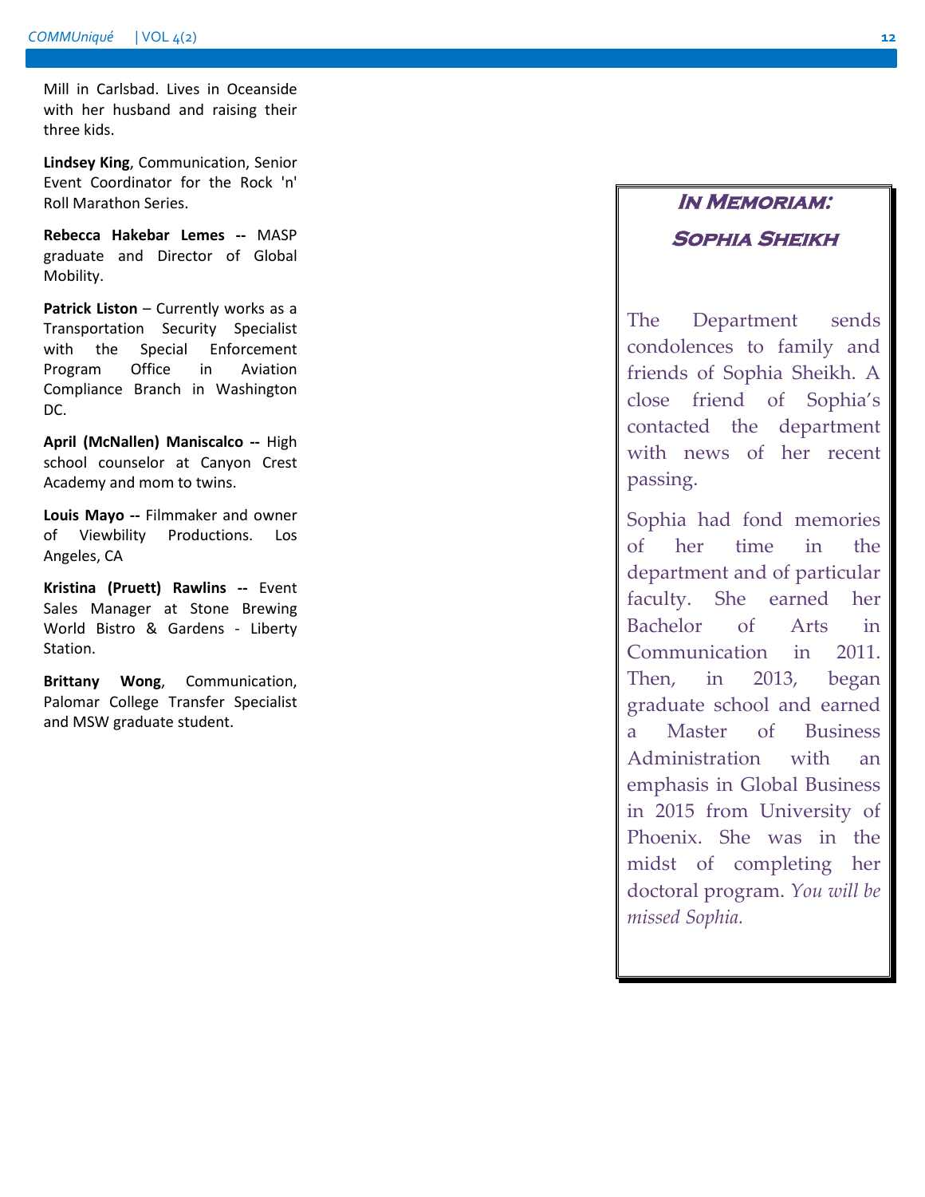Mill in Carlsbad. Lives in Oceanside with her husband and raising their three kids.

**Lindsey King**, Communication, Senior Event Coordinator for the Rock 'n' Roll Marathon Series.

**Rebecca Hakebar Lemes --** MASP graduate and Director of Global Mobility.

**Patrick Liston** – Currently works as a Transportation Security Specialist with the Special Enforcement Program Office in Aviation Compliance Branch in Washington DC.

**April (McNallen) Maniscalco --** High school counselor at Canyon Crest Academy and mom to twins.

**Louis Mayo --** Filmmaker and owner of Viewbility Productions. Los Angeles, CA

**Kristina (Pruett) Rawlins --** Event Sales Manager at Stone Brewing World Bistro & Gardens - Liberty Station.

**Brittany Wong**, Communication, Palomar College Transfer Specialist and MSW graduate student.

## In Memoriam: Sophia Sheikh

The Department sends condolences to family and friends of Sophia Sheikh. A close friend of Sophia's contacted the department with news of her recent passing.

Sophia had fond memories of her time in the department and of particular faculty. She earned her Bachelor of Arts in Communication in 2011. Then, in 2013, began graduate school and earned a Master of Business Administration with an emphasis in Global Business in 2015 from University of Phoenix. She was in the midst of completing her doctoral program. *You will be missed Sophia.*